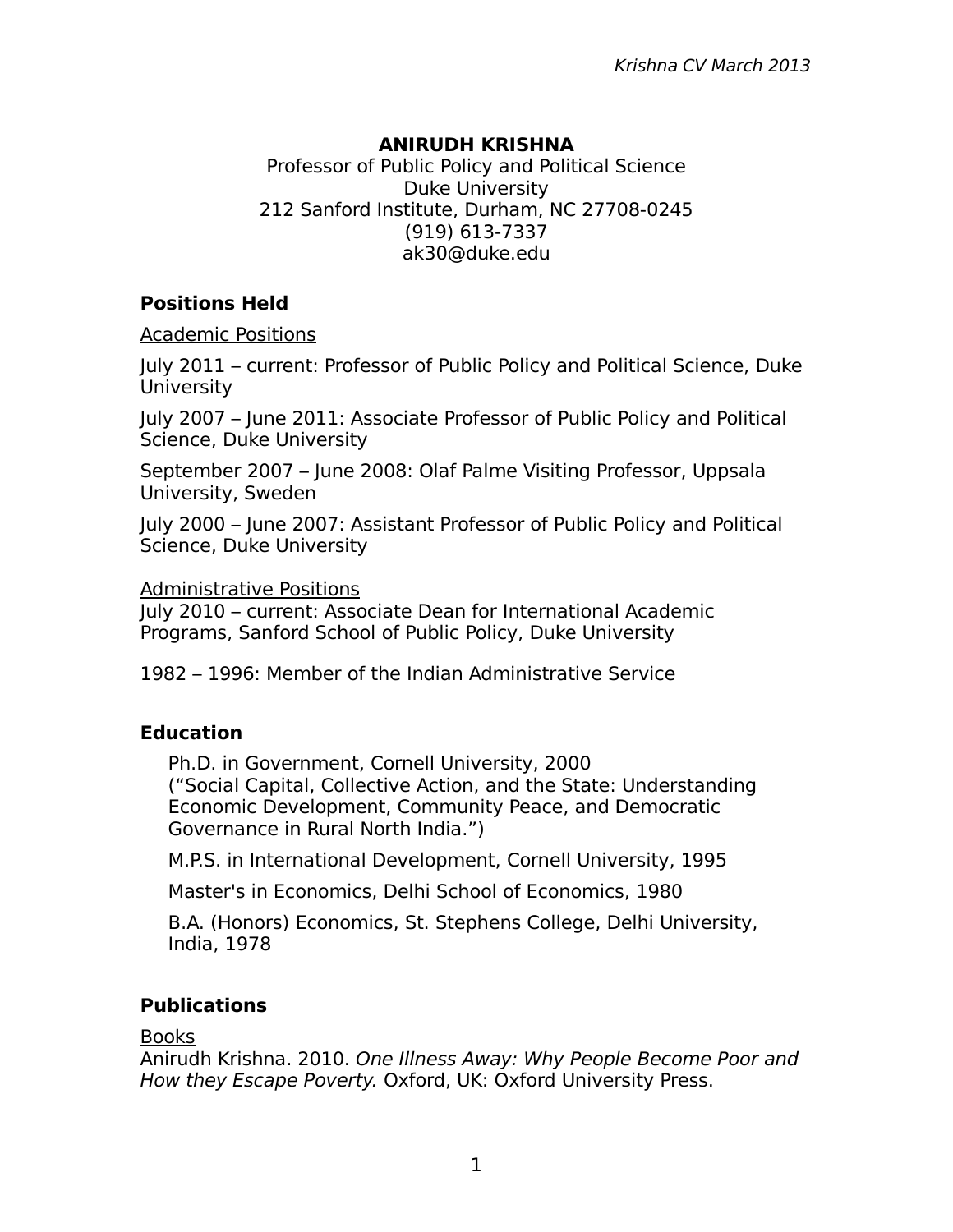# ANIRUDH KRISHNA

Professor of Public Policy and Political Science
Duke University
212 Sanford Institute, Durham, NC 27708-0245
(919) 613-7337
ak30@duke.edu

## Positions Held

<u>Academic Positions</u>

July 2011 – current: Professor of Public Policy and Political Science, Duke University

July 2007 – June 2011: Associate Professor of Public Policy and Political Science, Duke University

September 2007 – June 2008: Olaf Palme Visiting Professor, Uppsala University, Sweden

July 2000 – June 2007: Assistant Professor of Public Policy and Political Science, Duke University

<u>Administrative Positions</u>

July 2010 – current: Associate Dean for International Academic Programs, Sanford School of Public Policy, Duke University

1982 – 1996: Member of the Indian Administrative Service

## Education

Ph.D. in Government, Cornell University, 2000
("Social Capital, Collective Action, and the State: Understanding Economic Development, Community Peace, and Democratic Governance in Rural North India.")

M.P.S. in International Development, Cornell University, 1995

Master's in Economics, Delhi School of Economics, 1980

B.A. (Honors) Economics, St. Stephens College, Delhi University, India, 1978

## Publications

<u>Books</u>

Anirudh Krishna. 2010. *One Illness Away: Why People Become Poor and How they Escape Poverty.* Oxford, UK: Oxford University Press.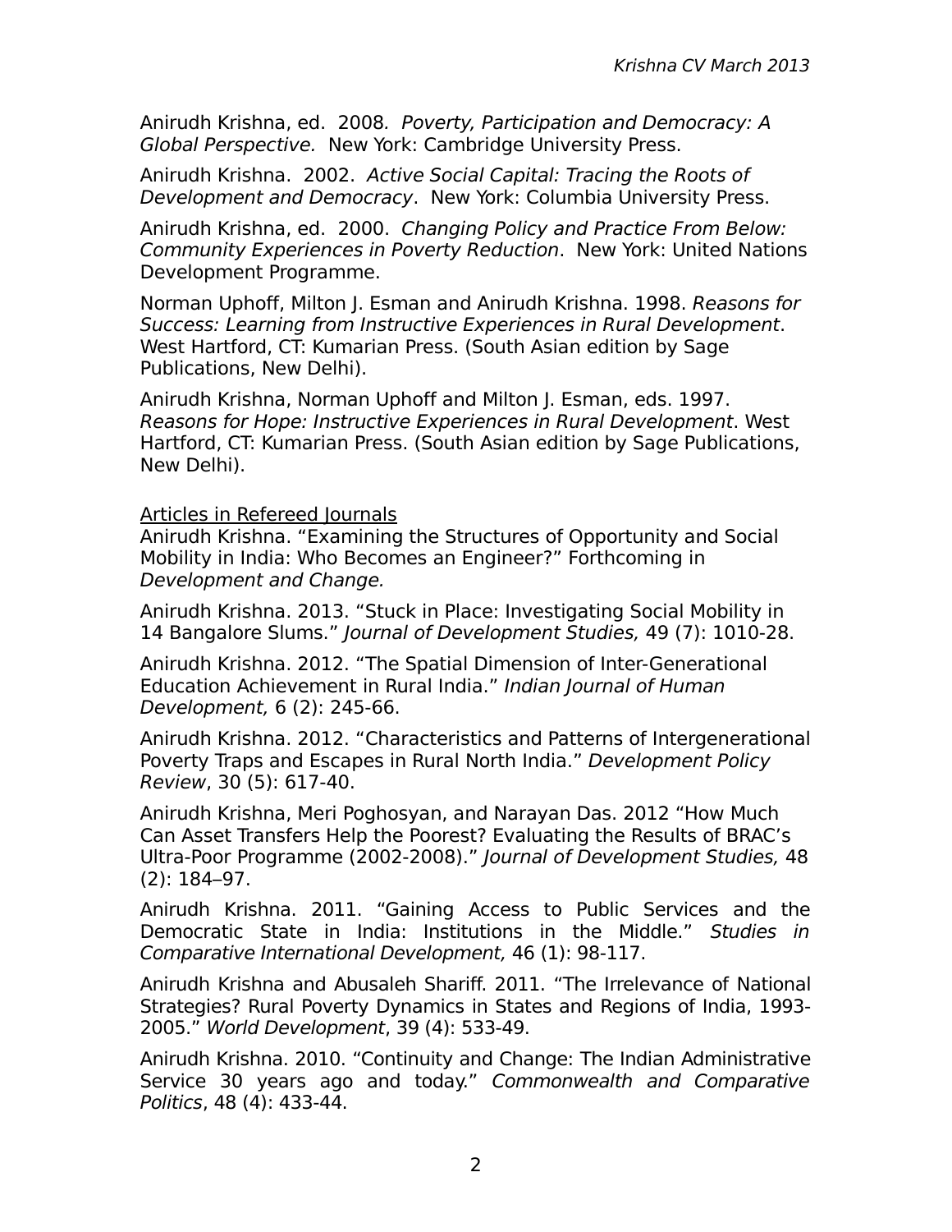Anirudh Krishna, ed. 2008. *Poverty, Participation and Democracy: A Global Perspective.* New York: Cambridge University Press.

Anirudh Krishna. 2002. *Active Social Capital: Tracing the Roots of Development and Democracy*. New York: Columbia University Press.

Anirudh Krishna, ed. 2000. *Changing Policy and Practice From Below: Community Experiences in Poverty Reduction*. New York: United Nations Development Programme.

Norman Uphoff, Milton J. Esman and Anirudh Krishna. 1998. *Reasons for Success: Learning from Instructive Experiences in Rural Development*. West Hartford, CT: Kumarian Press. (South Asian edition by Sage Publications, New Delhi).

Anirudh Krishna, Norman Uphoff and Milton J. Esman, eds. 1997. *Reasons for Hope: Instructive Experiences in Rural Development*. West Hartford, CT: Kumarian Press. (South Asian edition by Sage Publications, New Delhi).

Articles in Refereed Journals

Anirudh Krishna. "Examining the Structures of Opportunity and Social Mobility in India: Who Becomes an Engineer?" Forthcoming in *Development and Change.*

Anirudh Krishna. 2013. "Stuck in Place: Investigating Social Mobility in 14 Bangalore Slums." *Journal of Development Studies,* 49 (7): 1010-28.

Anirudh Krishna. 2012. "The Spatial Dimension of Inter-Generational Education Achievement in Rural India." *Indian Journal of Human Development,* 6 (2): 245-66.

Anirudh Krishna. 2012. "Characteristics and Patterns of Intergenerational Poverty Traps and Escapes in Rural North India." *Development Policy Review*, 30 (5): 617-40.

Anirudh Krishna, Meri Poghosyan, and Narayan Das. 2012 "How Much Can Asset Transfers Help the Poorest? Evaluating the Results of BRAC's Ultra-Poor Programme (2002-2008)." *Journal of Development Studies,* 48 (2): 184–97.

Anirudh Krishna. 2011. "Gaining Access to Public Services and the Democratic State in India: Institutions in the Middle." *Studies in Comparative International Development,* 46 (1): 98-117.

Anirudh Krishna and Abusaleh Shariff. 2011. "The Irrelevance of National Strategies? Rural Poverty Dynamics in States and Regions of India, 1993-2005." *World Development*, 39 (4): 533-49.

Anirudh Krishna. 2010. "Continuity and Change: The Indian Administrative Service 30 years ago and today." *Commonwealth and Comparative Politics*, 48 (4): 433-44.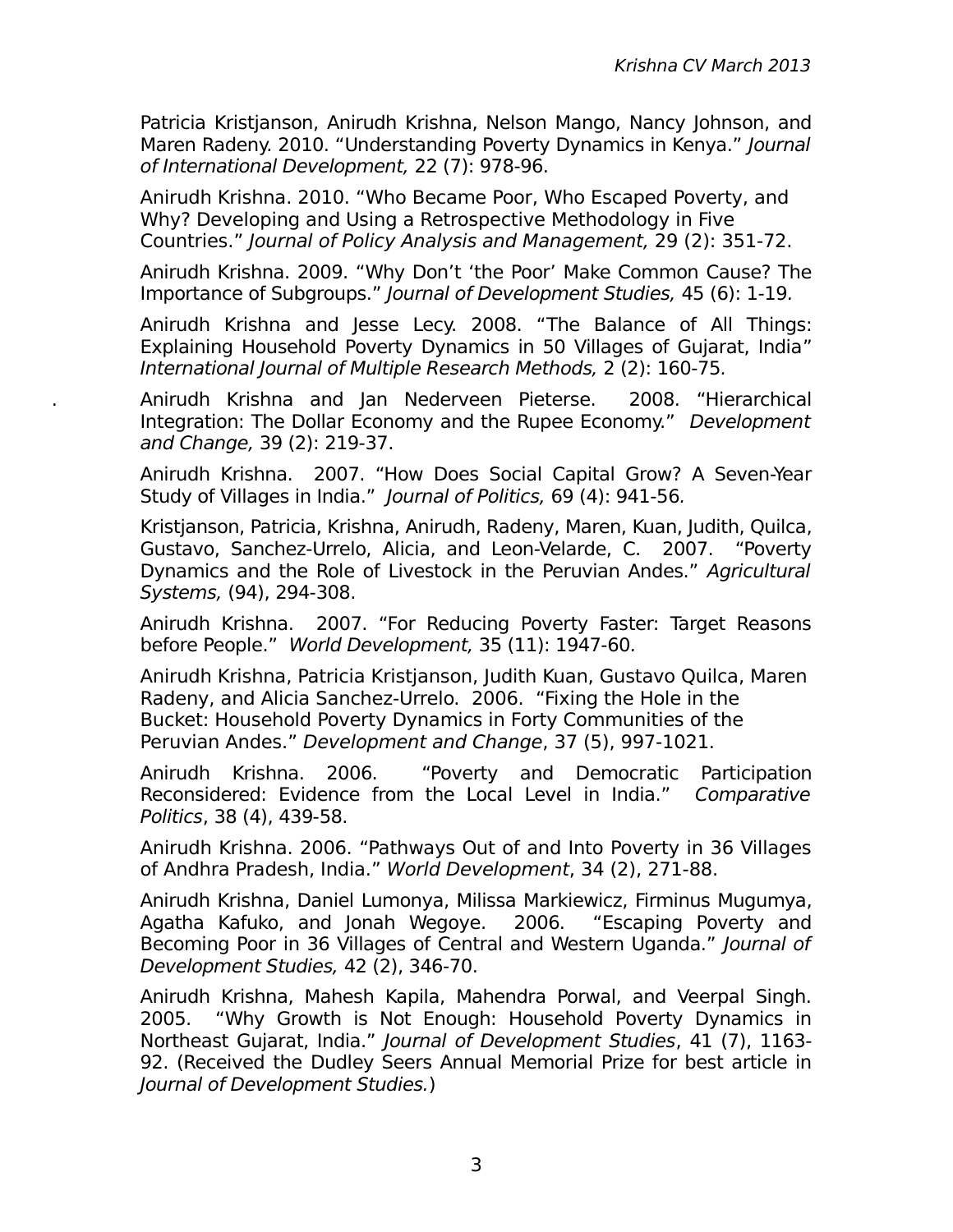Patricia Kristjanson, Anirudh Krishna, Nelson Mango, Nancy Johnson, and Maren Radeny. 2010. "Understanding Poverty Dynamics in Kenya." *Journal of International Development,* 22 (7): 978-96.

Anirudh Krishna. 2010. "Who Became Poor, Who Escaped Poverty, and Why? Developing and Using a Retrospective Methodology in Five Countries." *Journal of Policy Analysis and Management,* 29 (2): 351-72.

Anirudh Krishna. 2009. "Why Don't 'the Poor' Make Common Cause? The Importance of Subgroups." *Journal of Development Studies,* 45 (6): 1-19.

Anirudh Krishna and Jesse Lecy. 2008. "The Balance of All Things: Explaining Household Poverty Dynamics in 50 Villages of Gujarat, India" *International Journal of Multiple Research Methods,* 2 (2): 160-75.

Anirudh Krishna and Jan Nederveen Pieterse. 2008. "Hierarchical Integration: The Dollar Economy and the Rupee Economy." *Development and Change,* 39 (2): 219-37.

Anirudh Krishna. 2007. "How Does Social Capital Grow? A Seven-Year Study of Villages in India." *Journal of Politics,* 69 (4): 941-56.

Kristjanson, Patricia, Krishna, Anirudh, Radeny, Maren, Kuan, Judith, Quilca, Gustavo, Sanchez-Urrelo, Alicia, and Leon-Velarde, C. 2007. "Poverty Dynamics and the Role of Livestock in the Peruvian Andes." *Agricultural Systems,* (94), 294-308.

Anirudh Krishna. 2007. "For Reducing Poverty Faster: Target Reasons before People." *World Development,* 35 (11): 1947-60.

Anirudh Krishna, Patricia Kristjanson, Judith Kuan, Gustavo Quilca, Maren Radeny, and Alicia Sanchez-Urrelo. 2006. "Fixing the Hole in the Bucket: Household Poverty Dynamics in Forty Communities of the Peruvian Andes." *Development and Change*, 37 (5), 997-1021.

Anirudh Krishna. 2006. "Poverty and Democratic Participation Reconsidered: Evidence from the Local Level in India." *Comparative Politics*, 38 (4), 439-58.

Anirudh Krishna. 2006. "Pathways Out of and Into Poverty in 36 Villages of Andhra Pradesh, India." *World Development*, 34 (2), 271-88.

Anirudh Krishna, Daniel Lumonya, Milissa Markiewicz, Firminus Mugumya, Agatha Kafuko, and Jonah Wegoye. 2006. "Escaping Poverty and Becoming Poor in 36 Villages of Central and Western Uganda." *Journal of Development Studies,* 42 (2), 346-70.

Anirudh Krishna, Mahesh Kapila, Mahendra Porwal, and Veerpal Singh. 2005. "Why Growth is Not Enough: Household Poverty Dynamics in Northeast Gujarat, India." *Journal of Development Studies*, 41 (7), 1163-92. (Received the Dudley Seers Annual Memorial Prize for best article in *Journal of Development Studies.*)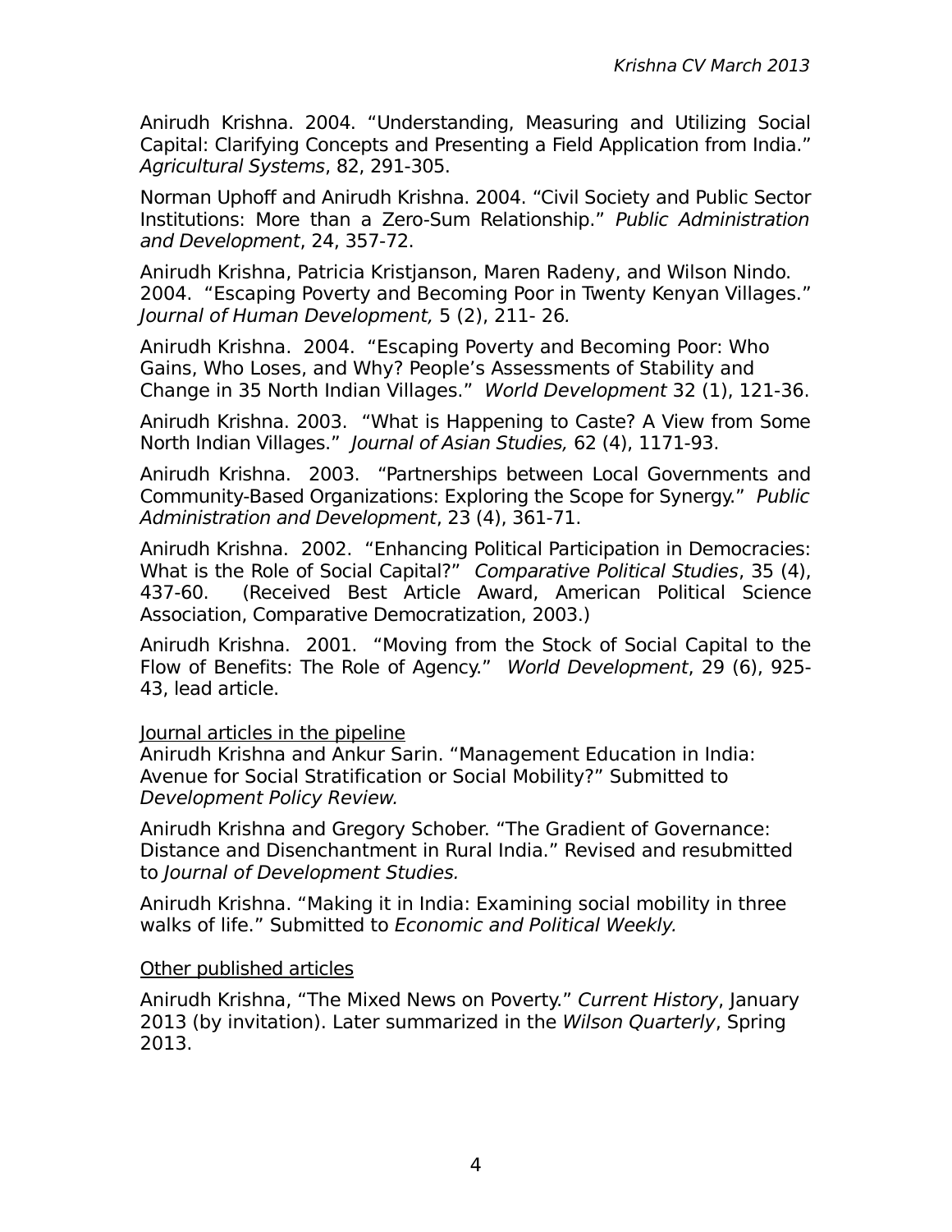Anirudh Krishna. 2004. "Understanding, Measuring and Utilizing Social Capital: Clarifying Concepts and Presenting a Field Application from India." *Agricultural Systems*, 82, 291-305.

Norman Uphoff and Anirudh Krishna. 2004. "Civil Society and Public Sector Institutions: More than a Zero-Sum Relationship." *Public Administration and Development*, 24, 357-72.

Anirudh Krishna, Patricia Kristjanson, Maren Radeny, and Wilson Nindo. 2004. "Escaping Poverty and Becoming Poor in Twenty Kenyan Villages." *Journal of Human Development,* 5 (2), 211- 26*.*

Anirudh Krishna. 2004. "Escaping Poverty and Becoming Poor: Who Gains, Who Loses, and Why? People's Assessments of Stability and Change in 35 North Indian Villages." *World Development* 32 (1), 121-36.

Anirudh Krishna. 2003. "What is Happening to Caste? A View from Some North Indian Villages." *Journal of Asian Studies,* 62 (4), 1171-93.

Anirudh Krishna. 2003. "Partnerships between Local Governments and Community-Based Organizations: Exploring the Scope for Synergy." *Public Administration and Development*, 23 (4), 361-71.

Anirudh Krishna. 2002. "Enhancing Political Participation in Democracies: What is the Role of Social Capital?" *Comparative Political Studies*, 35 (4), 437-60. (Received Best Article Award, American Political Science Association, Comparative Democratization, 2003.)

Anirudh Krishna. 2001. "Moving from the Stock of Social Capital to the Flow of Benefits: The Role of Agency." *World Development*, 29 (6), 925-43, lead article.

<u>Journal articles in the pipeline</u>

Anirudh Krishna and Ankur Sarin. "Management Education in India: Avenue for Social Stratification or Social Mobility?" Submitted to *Development Policy Review.*

Anirudh Krishna and Gregory Schober. "The Gradient of Governance: Distance and Disenchantment in Rural India." Revised and resubmitted to *Journal of Development Studies.*

Anirudh Krishna. "Making it in India: Examining social mobility in three walks of life." Submitted to *Economic and Political Weekly.*

<u>Other published articles</u>

Anirudh Krishna, "The Mixed News on Poverty." *Current History*, January 2013 (by invitation). Later summarized in the *Wilson Quarterly*, Spring 2013.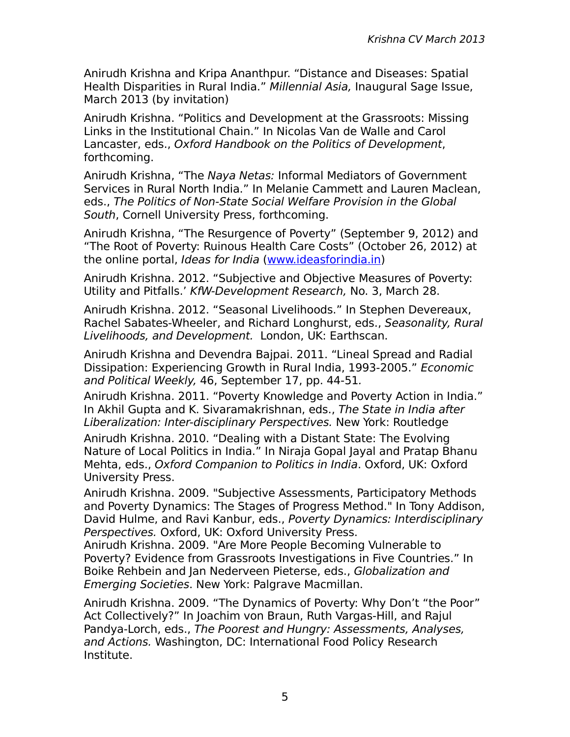Anirudh Krishna and Kripa Ananthpur. "Distance and Diseases: Spatial Health Disparities in Rural India." *Millennial Asia,* Inaugural Sage Issue, March 2013 (by invitation)

Anirudh Krishna. "Politics and Development at the Grassroots: Missing Links in the Institutional Chain." In Nicolas Van de Walle and Carol Lancaster, eds., *Oxford Handbook on the Politics of Development*, forthcoming.

Anirudh Krishna, "The *Naya Netas:* Informal Mediators of Government Services in Rural North India." In Melanie Cammett and Lauren Maclean, eds., *The Politics of Non-State Social Welfare Provision in the Global South*, Cornell University Press, forthcoming.

Anirudh Krishna, "The Resurgence of Poverty" (September 9, 2012) and "The Root of Poverty: Ruinous Health Care Costs" (October 26, 2012) at the online portal, *Ideas for India* ([www.ideasforindia.in](www.ideasforindia.in))

Anirudh Krishna. 2012. "Subjective and Objective Measures of Poverty: Utility and Pitfalls.' *KfW-Development Research,* No. 3, March 28.

Anirudh Krishna. 2012. "Seasonal Livelihoods." In Stephen Devereaux, Rachel Sabates-Wheeler, and Richard Longhurst, eds., *Seasonality, Rural Livelihoods, and Development.* London, UK: Earthscan.

Anirudh Krishna and Devendra Bajpai. 2011. "Lineal Spread and Radial Dissipation: Experiencing Growth in Rural India, 1993-2005." *Economic and Political Weekly,* 46, September 17, pp. 44-51.

Anirudh Krishna. 2011. "Poverty Knowledge and Poverty Action in India." In Akhil Gupta and K. Sivaramakrishnan, eds., *The State in India after Liberalization: Inter-disciplinary Perspectives.* New York: Routledge

Anirudh Krishna. 2010. "Dealing with a Distant State: The Evolving Nature of Local Politics in India." In Niraja Gopal Jayal and Pratap Bhanu Mehta, eds., *Oxford Companion to Politics in India*. Oxford, UK: Oxford University Press.

Anirudh Krishna. 2009. "Subjective Assessments, Participatory Methods and Poverty Dynamics: The Stages of Progress Method." In Tony Addison, David Hulme, and Ravi Kanbur, eds., *Poverty Dynamics: Interdisciplinary Perspectives.* Oxford, UK: Oxford University Press.

Anirudh Krishna. 2009. "Are More People Becoming Vulnerable to Poverty? Evidence from Grassroots Investigations in Five Countries." In Boike Rehbein and Jan Nederveen Pieterse, eds., *Globalization and Emerging Societies*. New York: Palgrave Macmillan.

Anirudh Krishna. 2009. "The Dynamics of Poverty: Why Don't "the Poor" Act Collectively?" In Joachim von Braun, Ruth Vargas-Hill, and Rajul Pandya-Lorch, eds., *The Poorest and Hungry: Assessments, Analyses, and Actions.* Washington, DC: International Food Policy Research Institute.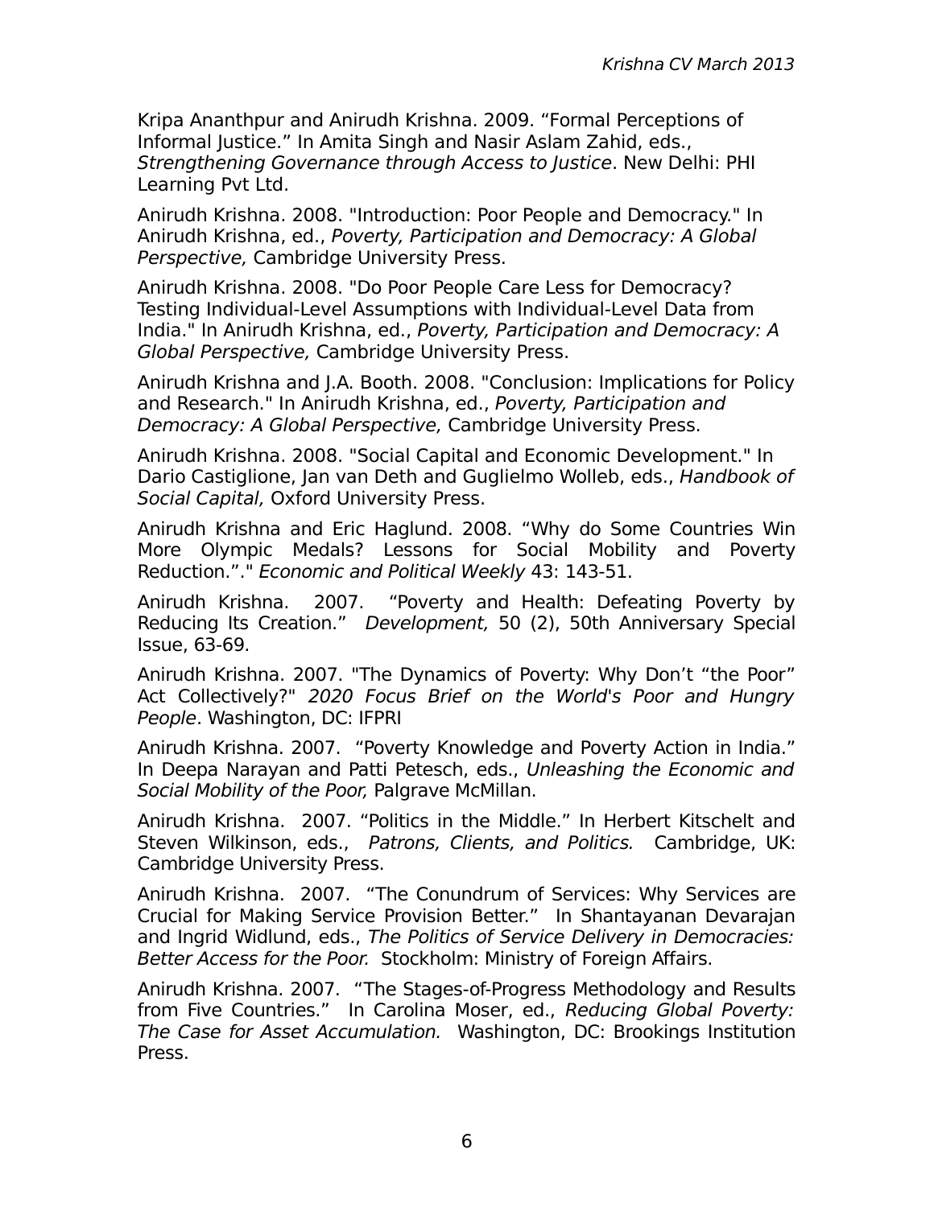Kripa Ananthpur and Anirudh Krishna. 2009. “Formal Perceptions of Informal Justice.” In Amita Singh and Nasir Aslam Zahid, eds., *Strengthening Governance through Access to Justice*. New Delhi: PHI Learning Pvt Ltd.

Anirudh Krishna. 2008. "Introduction: Poor People and Democracy." In Anirudh Krishna, ed., *Poverty, Participation and Democracy: A Global Perspective,* Cambridge University Press.

Anirudh Krishna. 2008. "Do Poor People Care Less for Democracy? Testing Individual-Level Assumptions with Individual-Level Data from India." In Anirudh Krishna, ed., *Poverty, Participation and Democracy: A Global Perspective,* Cambridge University Press.

Anirudh Krishna and J.A. Booth. 2008. "Conclusion: Implications for Policy and Research." In Anirudh Krishna, ed., *Poverty, Participation and Democracy: A Global Perspective,* Cambridge University Press.

Anirudh Krishna. 2008. "Social Capital and Economic Development." In Dario Castiglione, Jan van Deth and Guglielmo Wolleb, eds., *Handbook of Social Capital,* Oxford University Press.

Anirudh Krishna and Eric Haglund. 2008. “Why do Some Countries Win More Olympic Medals? Lessons for Social Mobility and Poverty Reduction.”." *Economic and Political Weekly* 43: 143-51.

Anirudh Krishna. 2007. “Poverty and Health: Defeating Poverty by Reducing Its Creation.” *Development,* 50 (2), 50th Anniversary Special Issue, 63-69.

Anirudh Krishna. 2007. "The Dynamics of Poverty: Why Don’t “the Poor” Act Collectively?" *2020 Focus Brief on the World's Poor and Hungry People*. Washington, DC: IFPRI

Anirudh Krishna. 2007. “Poverty Knowledge and Poverty Action in India.” In Deepa Narayan and Patti Petesch, eds., *Unleashing the Economic and Social Mobility of the Poor,* Palgrave McMillan.

Anirudh Krishna. 2007. “Politics in the Middle.” In Herbert Kitschelt and Steven Wilkinson, eds., *Patrons, Clients, and Politics.* Cambridge, UK: Cambridge University Press.

Anirudh Krishna. 2007. “The Conundrum of Services: Why Services are Crucial for Making Service Provision Better.” In Shantayanan Devarajan and Ingrid Widlund, eds., *The Politics of Service Delivery in Democracies: Better Access for the Poor.* Stockholm: Ministry of Foreign Affairs.

Anirudh Krishna. 2007. “The Stages-of-Progress Methodology and Results from Five Countries.” In Carolina Moser, ed., *Reducing Global Poverty: The Case for Asset Accumulation.* Washington, DC: Brookings Institution Press.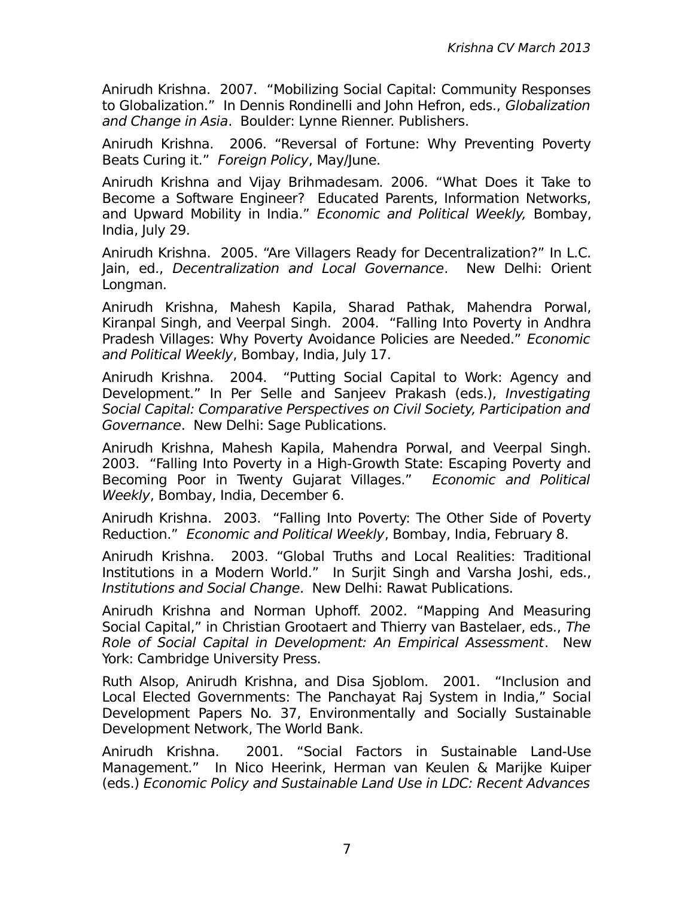Anirudh Krishna. 2007. "Mobilizing Social Capital: Community Responses to Globalization." In Dennis Rondinelli and John Hefron, eds., *Globalization and Change in Asia*. Boulder: Lynne Rienner. Publishers.

Anirudh Krishna. 2006. "Reversal of Fortune: Why Preventing Poverty Beats Curing it." *Foreign Policy*, May/June.

Anirudh Krishna and Vijay Brihmadesam. 2006. "What Does it Take to Become a Software Engineer? Educated Parents, Information Networks, and Upward Mobility in India." *Economic and Political Weekly,* Bombay, India, July 29.

Anirudh Krishna. 2005. "Are Villagers Ready for Decentralization?" In L.C. Jain, ed., *Decentralization and Local Governance*. New Delhi: Orient Longman.

Anirudh Krishna, Mahesh Kapila, Sharad Pathak, Mahendra Porwal, Kiranpal Singh, and Veerpal Singh. 2004. "Falling Into Poverty in Andhra Pradesh Villages: Why Poverty Avoidance Policies are Needed." *Economic and Political Weekly*, Bombay, India, July 17.

Anirudh Krishna. 2004. "Putting Social Capital to Work: Agency and Development." In Per Selle and Sanjeev Prakash (eds.), *Investigating Social Capital: Comparative Perspectives on Civil Society, Participation and Governance*. New Delhi: Sage Publications.

Anirudh Krishna, Mahesh Kapila, Mahendra Porwal, and Veerpal Singh. 2003. "Falling Into Poverty in a High-Growth State: Escaping Poverty and Becoming Poor in Twenty Gujarat Villages." *Economic and Political Weekly*, Bombay, India, December 6.

Anirudh Krishna. 2003. "Falling Into Poverty: The Other Side of Poverty Reduction." *Economic and Political Weekly*, Bombay, India, February 8.

Anirudh Krishna. 2003. "Global Truths and Local Realities: Traditional Institutions in a Modern World." In Surjit Singh and Varsha Joshi, eds., *Institutions and Social Change*. New Delhi: Rawat Publications.

Anirudh Krishna and Norman Uphoff. 2002. "Mapping And Measuring Social Capital," in Christian Grootaert and Thierry van Bastelaer, eds., *The Role of Social Capital in Development: An Empirical Assessment*. New York: Cambridge University Press.

Ruth Alsop, Anirudh Krishna, and Disa Sjoblom. 2001. "Inclusion and Local Elected Governments: The Panchayat Raj System in India," Social Development Papers No. 37, Environmentally and Socially Sustainable Development Network, The World Bank.

Anirudh Krishna. 2001. "Social Factors in Sustainable Land-Use Management." In Nico Heerink, Herman van Keulen & Marijke Kuiper (eds.) *Economic Policy and Sustainable Land Use in LDC: Recent Advances*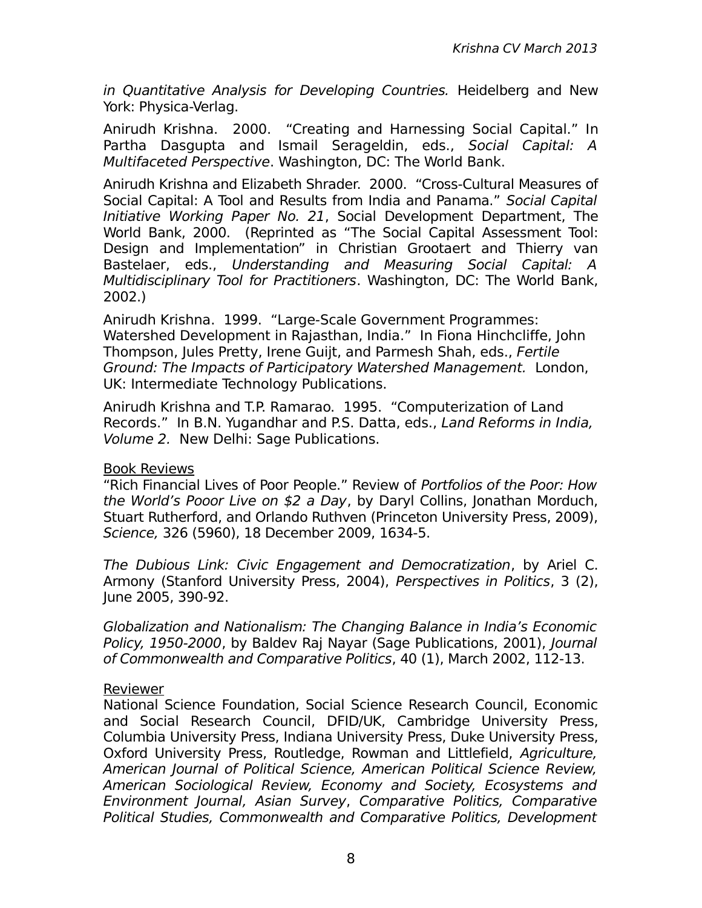*in Quantitative Analysis for Developing Countries.* Heidelberg and New York: Physica-Verlag.

Anirudh Krishna. 2000. "Creating and Harnessing Social Capital." In Partha Dasgupta and Ismail Serageldin, eds., *Social Capital: A Multifaceted Perspective*. Washington, DC: The World Bank.

Anirudh Krishna and Elizabeth Shrader. 2000. "Cross-Cultural Measures of Social Capital: A Tool and Results from India and Panama." *Social Capital Initiative Working Paper No. 21*, Social Development Department, The World Bank, 2000. (Reprinted as "The Social Capital Assessment Tool: Design and Implementation" in Christian Grootaert and Thierry van Bastelaer, eds., *Understanding and Measuring Social Capital: A Multidisciplinary Tool for Practitioners*. Washington, DC: The World Bank, 2002.)

Anirudh Krishna. 1999. "Large-Scale Government Programmes: Watershed Development in Rajasthan, India." In Fiona Hinchcliffe, John Thompson, Jules Pretty, Irene Guijt, and Parmesh Shah, eds., *Fertile Ground: The Impacts of Participatory Watershed Management.* London, UK: Intermediate Technology Publications.

Anirudh Krishna and T.P. Ramarao. 1995. "Computerization of Land Records." In B.N. Yugandhar and P.S. Datta, eds., *Land Reforms in India, Volume 2.* New Delhi: Sage Publications.

<u>Book Reviews</u>

"Rich Financial Lives of Poor People." Review of *Portfolios of the Poor: How the World's Pooor Live on $2 a Day*, by Daryl Collins, Jonathan Morduch, Stuart Rutherford, and Orlando Ruthven (Princeton University Press, 2009), *Science,* 326 (5960), 18 December 2009, 1634-5.

*The Dubious Link: Civic Engagement and Democratization*, by Ariel C. Armony (Stanford University Press, 2004), *Perspectives in Politics*, 3 (2), June 2005, 390-92.

*Globalization and Nationalism: The Changing Balance in India's Economic Policy, 1950-2000*, by Baldev Raj Nayar (Sage Publications, 2001), *Journal of Commonwealth and Comparative Politics*, 40 (1), March 2002, 112-13.

<u>Reviewer</u>

National Science Foundation, Social Science Research Council, Economic and Social Research Council, DFID/UK, Cambridge University Press, Columbia University Press, Indiana University Press, Duke University Press, Oxford University Press, Routledge, Rowman and Littlefield, *Agriculture, American Journal of Political Science, American Political Science Review, American Sociological Review, Economy and Society, Ecosystems and Environment Journal, Asian Survey*, *Comparative Politics, Comparative Political Studies, Commonwealth and Comparative Politics, Development*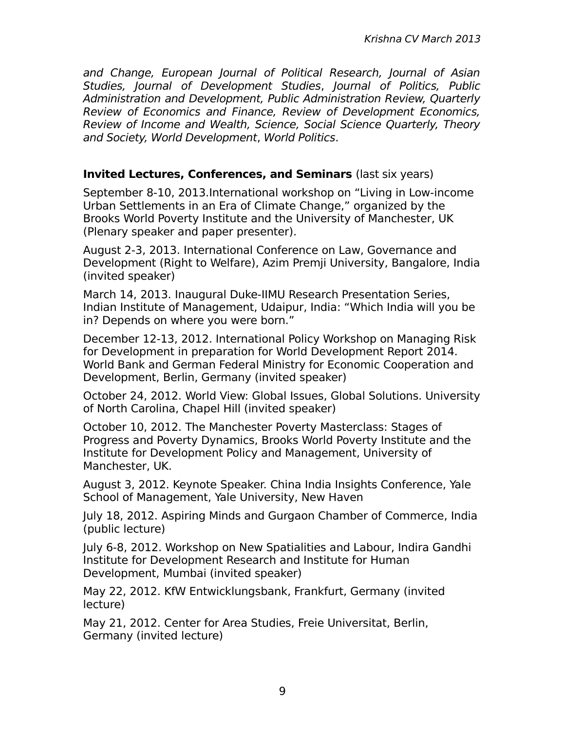*and Change, European Journal of Political Research, Journal of Asian Studies, Journal of Development Studies*, *Journal of Politics, Public Administration and Development, Public Administration Review, Quarterly Review of Economics and Finance, Review of Development Economics, Review of Income and Wealth, Science, Social Science Quarterly, Theory and Society, World Development*, *World Politics*.

**Invited Lectures, Conferences, and Seminars** (last six years)

September 8-10, 2013.International workshop on "Living in Low-income Urban Settlements in an Era of Climate Change," organized by the Brooks World Poverty Institute and the University of Manchester, UK (Plenary speaker and paper presenter).

August 2-3, 2013. International Conference on Law, Governance and Development (Right to Welfare), Azim Premji University, Bangalore, India (invited speaker)

March 14, 2013. Inaugural Duke-IIMU Research Presentation Series, Indian Institute of Management, Udaipur, India: "Which India will you be in? Depends on where you were born."

December 12-13, 2012. International Policy Workshop on Managing Risk for Development in preparation for World Development Report 2014. World Bank and German Federal Ministry for Economic Cooperation and Development, Berlin, Germany (invited speaker)

October 24, 2012. World View: Global Issues, Global Solutions. University of North Carolina, Chapel Hill (invited speaker)

October 10, 2012. The Manchester Poverty Masterclass: Stages of Progress and Poverty Dynamics, Brooks World Poverty Institute and the Institute for Development Policy and Management, University of Manchester, UK.

August 3, 2012. Keynote Speaker. China India Insights Conference, Yale School of Management, Yale University, New Haven

July 18, 2012. Aspiring Minds and Gurgaon Chamber of Commerce, India (public lecture)

July 6-8, 2012. Workshop on New Spatialities and Labour, Indira Gandhi Institute for Development Research and Institute for Human Development, Mumbai (invited speaker)

May 22, 2012. KfW Entwicklungsbank, Frankfurt, Germany (invited lecture)

May 21, 2012. Center for Area Studies, Freie Universitat, Berlin, Germany (invited lecture)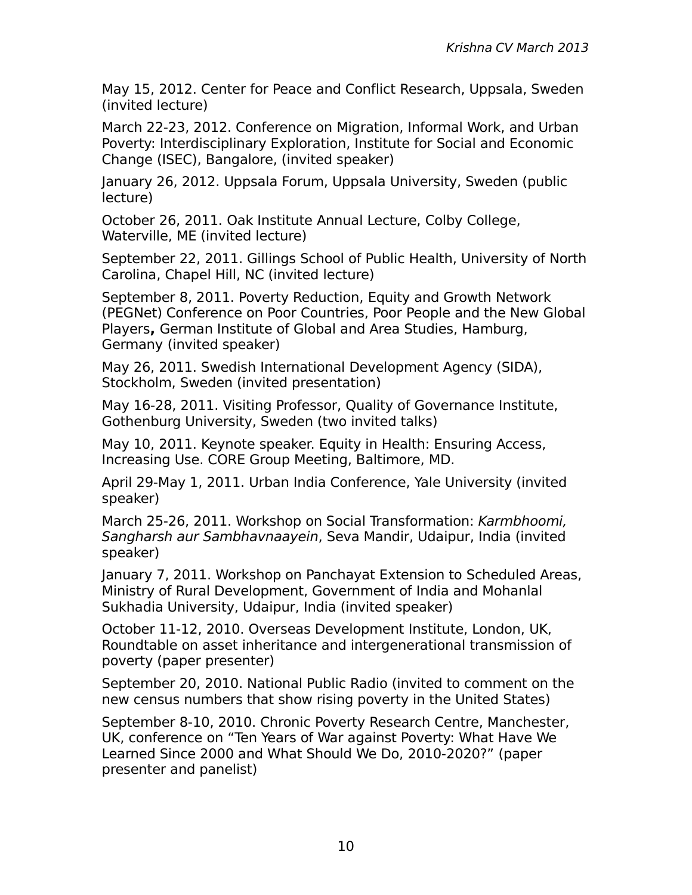May 15, 2012. Center for Peace and Conflict Research, Uppsala, Sweden (invited lecture)

March 22-23, 2012. Conference on Migration, Informal Work, and Urban Poverty: Interdisciplinary Exploration, Institute for Social and Economic Change (ISEC), Bangalore, (invited speaker)

January 26, 2012. Uppsala Forum, Uppsala University, Sweden (public lecture)

October 26, 2011. Oak Institute Annual Lecture, Colby College, Waterville, ME (invited lecture)

September 22, 2011. Gillings School of Public Health, University of North Carolina, Chapel Hill, NC (invited lecture)

September 8, 2011. Poverty Reduction, Equity and Growth Network (PEGNet) Conference on Poor Countries, Poor People and the New Global Players**,** German Institute of Global and Area Studies, Hamburg, Germany (invited speaker)

May 26, 2011. Swedish International Development Agency (SIDA), Stockholm, Sweden (invited presentation)

May 16-28, 2011. Visiting Professor, Quality of Governance Institute, Gothenburg University, Sweden (two invited talks)

May 10, 2011. Keynote speaker. Equity in Health: Ensuring Access, Increasing Use. CORE Group Meeting, Baltimore, MD.

April 29-May 1, 2011. Urban India Conference, Yale University (invited speaker)

March 25-26, 2011. Workshop on Social Transformation: *Karmbhoomi, Sangharsh aur Sambhavnaayein*, Seva Mandir, Udaipur, India (invited speaker)

January 7, 2011. Workshop on Panchayat Extension to Scheduled Areas, Ministry of Rural Development, Government of India and Mohanlal Sukhadia University, Udaipur, India (invited speaker)

October 11-12, 2010. Overseas Development Institute, London, UK, Roundtable on asset inheritance and intergenerational transmission of poverty (paper presenter)

September 20, 2010. National Public Radio (invited to comment on the new census numbers that show rising poverty in the United States)

September 8-10, 2010. Chronic Poverty Research Centre, Manchester, UK, conference on "Ten Years of War against Poverty: What Have We Learned Since 2000 and What Should We Do, 2010-2020?" (paper presenter and panelist)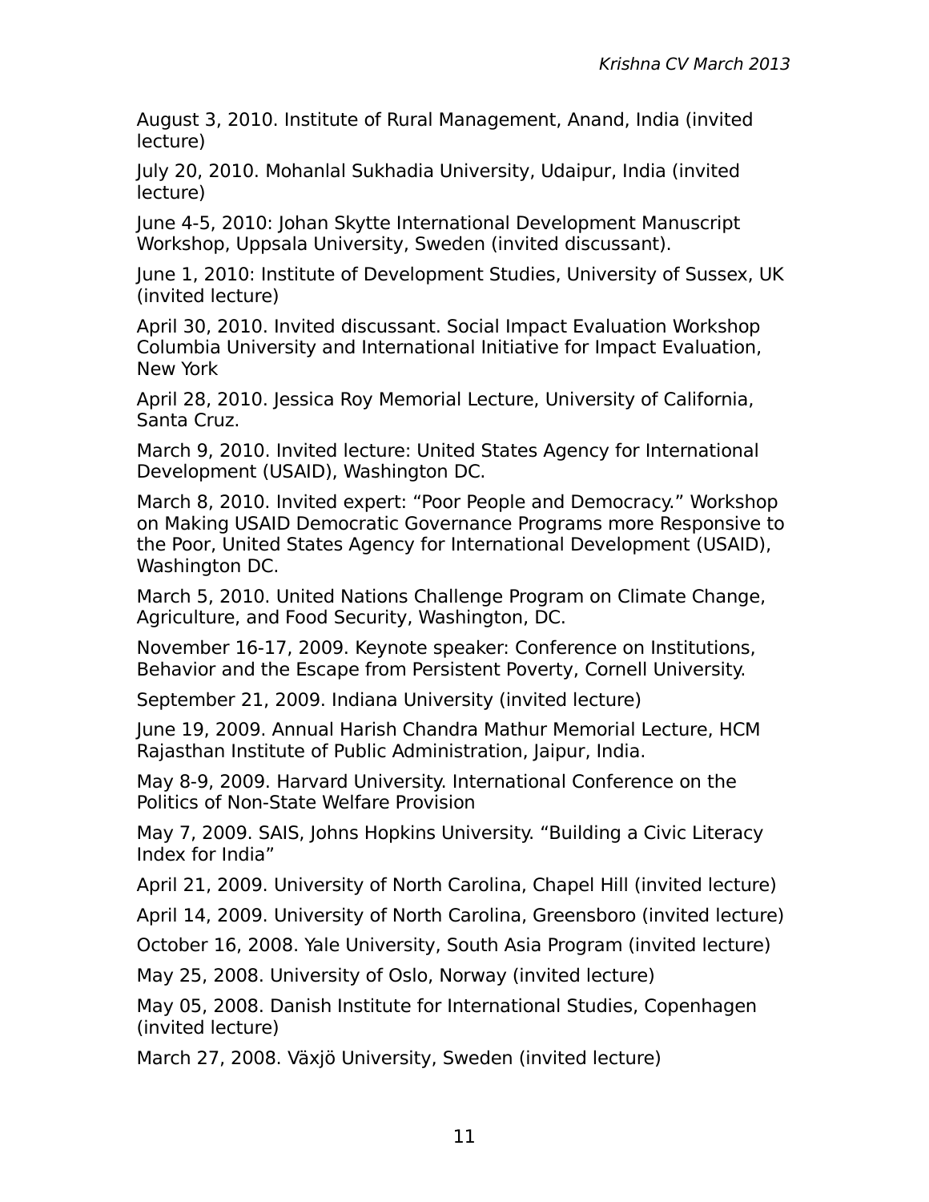August 3, 2010. Institute of Rural Management, Anand, India (invited lecture)

July 20, 2010. Mohanlal Sukhadia University, Udaipur, India (invited lecture)

June 4-5, 2010: Johan Skytte International Development Manuscript Workshop, Uppsala University, Sweden (invited discussant).

June 1, 2010: Institute of Development Studies, University of Sussex, UK (invited lecture)

April 30, 2010. Invited discussant. Social Impact Evaluation Workshop Columbia University and International Initiative for Impact Evaluation, New York

April 28, 2010. Jessica Roy Memorial Lecture, University of California, Santa Cruz.

March 9, 2010. Invited lecture: United States Agency for International Development (USAID), Washington DC.

March 8, 2010. Invited expert: "Poor People and Democracy." Workshop on Making USAID Democratic Governance Programs more Responsive to the Poor, United States Agency for International Development (USAID), Washington DC.

March 5, 2010. United Nations Challenge Program on Climate Change, Agriculture, and Food Security, Washington, DC.

November 16-17, 2009. Keynote speaker: Conference on Institutions, Behavior and the Escape from Persistent Poverty, Cornell University.

September 21, 2009. Indiana University (invited lecture)

June 19, 2009. Annual Harish Chandra Mathur Memorial Lecture, HCM Rajasthan Institute of Public Administration, Jaipur, India.

May 8-9, 2009. Harvard University. International Conference on the Politics of Non-State Welfare Provision

May 7, 2009. SAIS, Johns Hopkins University. "Building a Civic Literacy Index for India"

April 21, 2009. University of North Carolina, Chapel Hill (invited lecture)

April 14, 2009. University of North Carolina, Greensboro (invited lecture)

October 16, 2008. Yale University, South Asia Program (invited lecture)

May 25, 2008. University of Oslo, Norway (invited lecture)

May 05, 2008. Danish Institute for International Studies, Copenhagen (invited lecture)

March 27, 2008. Växjö University, Sweden (invited lecture)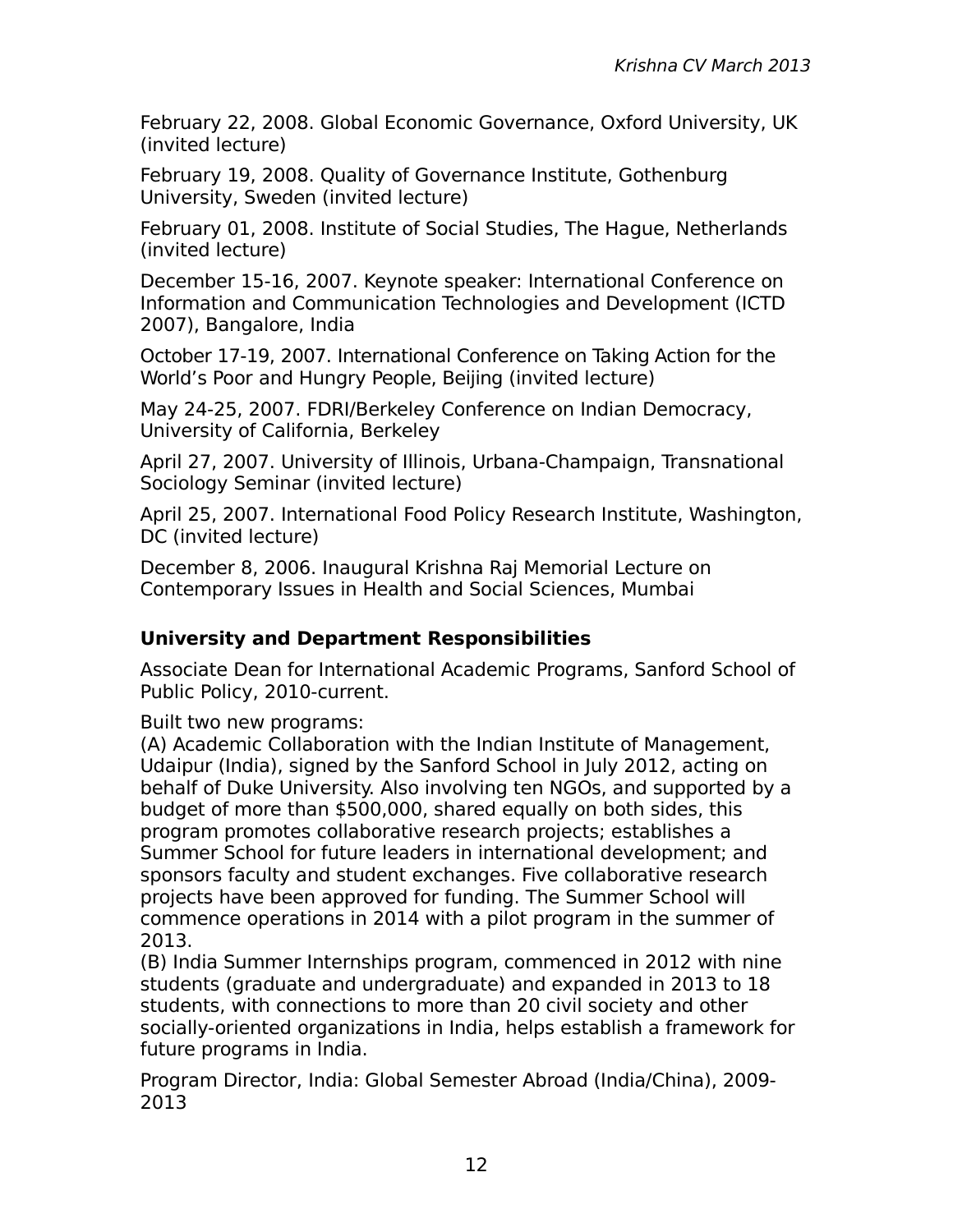February 22, 2008. Global Economic Governance, Oxford University, UK (invited lecture)

February 19, 2008. Quality of Governance Institute, Gothenburg University, Sweden (invited lecture)

February 01, 2008. Institute of Social Studies, The Hague, Netherlands (invited lecture)

December 15-16, 2007. Keynote speaker: International Conference on Information and Communication Technologies and Development (ICTD 2007), Bangalore, India

October 17-19, 2007. International Conference on Taking Action for the World's Poor and Hungry People, Beijing (invited lecture)

May 24-25, 2007. FDRI/Berkeley Conference on Indian Democracy, University of California, Berkeley

April 27, 2007. University of Illinois, Urbana-Champaign, Transnational Sociology Seminar (invited lecture)

April 25, 2007. International Food Policy Research Institute, Washington, DC (invited lecture)

December 8, 2006. Inaugural Krishna Raj Memorial Lecture on Contemporary Issues in Health and Social Sciences, Mumbai

**University and Department Responsibilities**

Associate Dean for International Academic Programs, Sanford School of Public Policy, 2010-current.

Built two new programs:
(A) Academic Collaboration with the Indian Institute of Management, Udaipur (India), signed by the Sanford School in July 2012, acting on behalf of Duke University. Also involving ten NGOs, and supported by a budget of more than $500,000, shared equally on both sides, this program promotes collaborative research projects; establishes a Summer School for future leaders in international development; and sponsors faculty and student exchanges. Five collaborative research projects have been approved for funding. The Summer School will commence operations in 2014 with a pilot program in the summer of 2013.
(B) India Summer Internships program, commenced in 2012 with nine students (graduate and undergraduate) and expanded in 2013 to 18 students, with connections to more than 20 civil society and other socially-oriented organizations in India, helps establish a framework for future programs in India.

Program Director, India: Global Semester Abroad (India/China), 2009-2013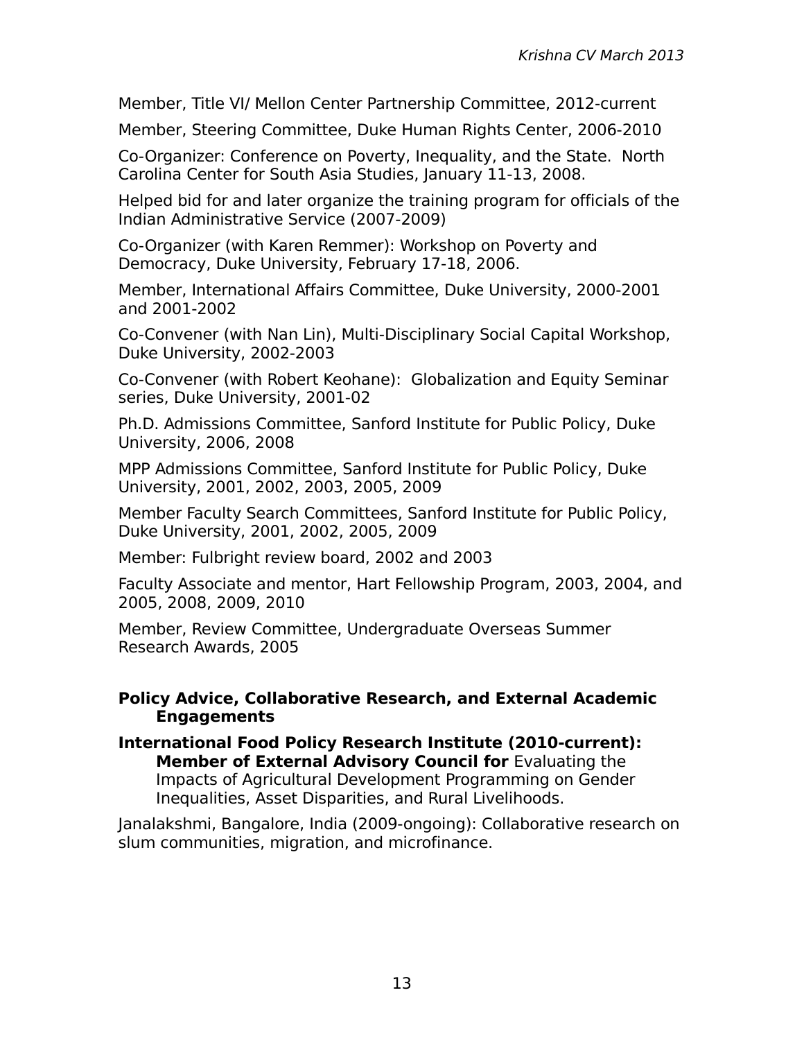Member, Title VI/ Mellon Center Partnership Committee, 2012-current

Member, Steering Committee, Duke Human Rights Center, 2006-2010

Co-Organizer: Conference on Poverty, Inequality, and the State. North Carolina Center for South Asia Studies, January 11-13, 2008.

Helped bid for and later organize the training program for officials of the Indian Administrative Service (2007-2009)

Co-Organizer (with Karen Remmer): Workshop on Poverty and Democracy, Duke University, February 17-18, 2006.

Member, International Affairs Committee, Duke University, 2000-2001 and 2001-2002

Co-Convener (with Nan Lin), Multi-Disciplinary Social Capital Workshop, Duke University, 2002-2003

Co-Convener (with Robert Keohane): Globalization and Equity Seminar series, Duke University, 2001-02

Ph.D. Admissions Committee, Sanford Institute for Public Policy, Duke University, 2006, 2008

MPP Admissions Committee, Sanford Institute for Public Policy, Duke University, 2001, 2002, 2003, 2005, 2009

Member Faculty Search Committees, Sanford Institute for Public Policy, Duke University, 2001, 2002, 2005, 2009

Member: Fulbright review board, 2002 and 2003

Faculty Associate and mentor, Hart Fellowship Program, 2003, 2004, and 2005, 2008, 2009, 2010

Member, Review Committee, Undergraduate Overseas Summer Research Awards, 2005

**Policy Advice, Collaborative Research, and External Academic Engagements**

**International Food Policy Research Institute (2010-current): Member of External Advisory Council for** Evaluating the Impacts of Agricultural Development Programming on Gender Inequalities, Asset Disparities, and Rural Livelihoods.

Janalakshmi, Bangalore, India (2009-ongoing): Collaborative research on slum communities, migration, and microfinance.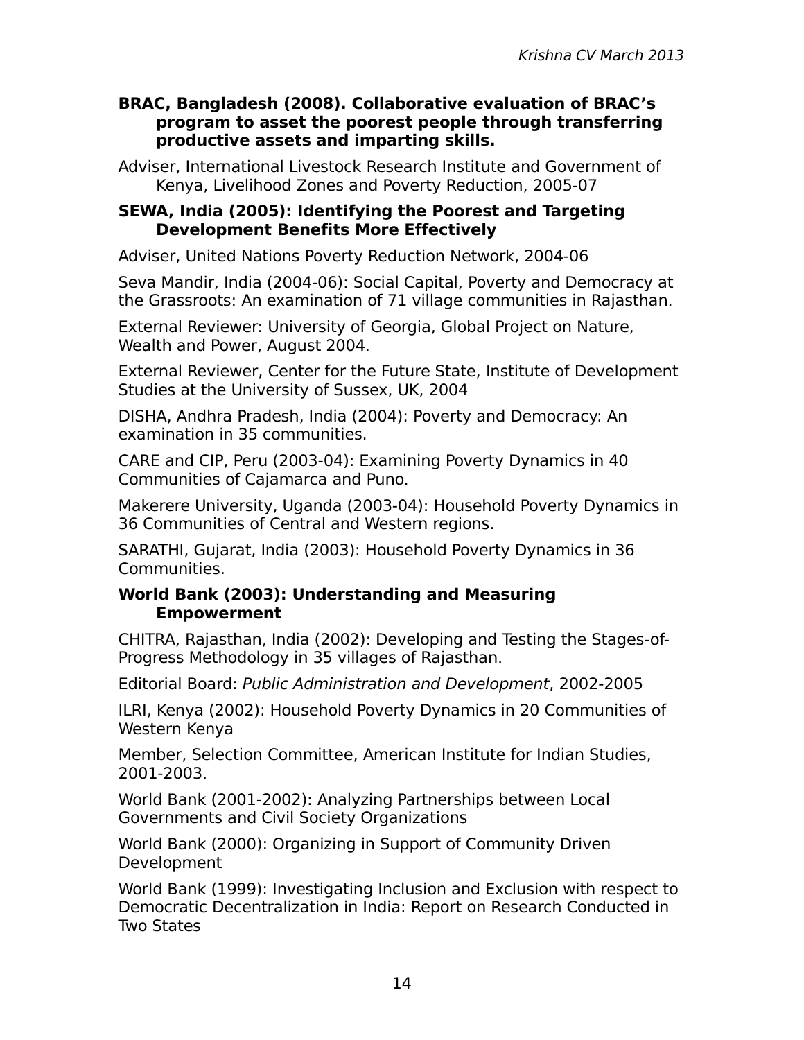**BRAC, Bangladesh (2008). Collaborative evaluation of BRAC's program to asset the poorest people through transferring productive assets and imparting skills.**

Adviser, International Livestock Research Institute and Government of Kenya, Livelihood Zones and Poverty Reduction, 2005-07

**SEWA, India (2005): Identifying the Poorest and Targeting Development Benefits More Effectively**

Adviser, United Nations Poverty Reduction Network, 2004-06

Seva Mandir, India (2004-06): Social Capital, Poverty and Democracy at the Grassroots: An examination of 71 village communities in Rajasthan.

External Reviewer: University of Georgia, Global Project on Nature, Wealth and Power, August 2004.

External Reviewer, Center for the Future State, Institute of Development Studies at the University of Sussex, UK, 2004

DISHA, Andhra Pradesh, India (2004): Poverty and Democracy: An examination in 35 communities.

CARE and CIP, Peru (2003-04): Examining Poverty Dynamics in 40 Communities of Cajamarca and Puno.

Makerere University, Uganda (2003-04): Household Poverty Dynamics in 36 Communities of Central and Western regions.

SARATHI, Gujarat, India (2003): Household Poverty Dynamics in 36 Communities.

**World Bank (2003): Understanding and Measuring Empowerment**

CHITRA, Rajasthan, India (2002): Developing and Testing the Stages-of-Progress Methodology in 35 villages of Rajasthan.

Editorial Board: *Public Administration and Development*, 2002-2005

ILRI, Kenya (2002): Household Poverty Dynamics in 20 Communities of Western Kenya

Member, Selection Committee, American Institute for Indian Studies, 2001-2003.

World Bank (2001-2002): Analyzing Partnerships between Local Governments and Civil Society Organizations

World Bank (2000): Organizing in Support of Community Driven Development

World Bank (1999): Investigating Inclusion and Exclusion with respect to Democratic Decentralization in India: Report on Research Conducted in Two States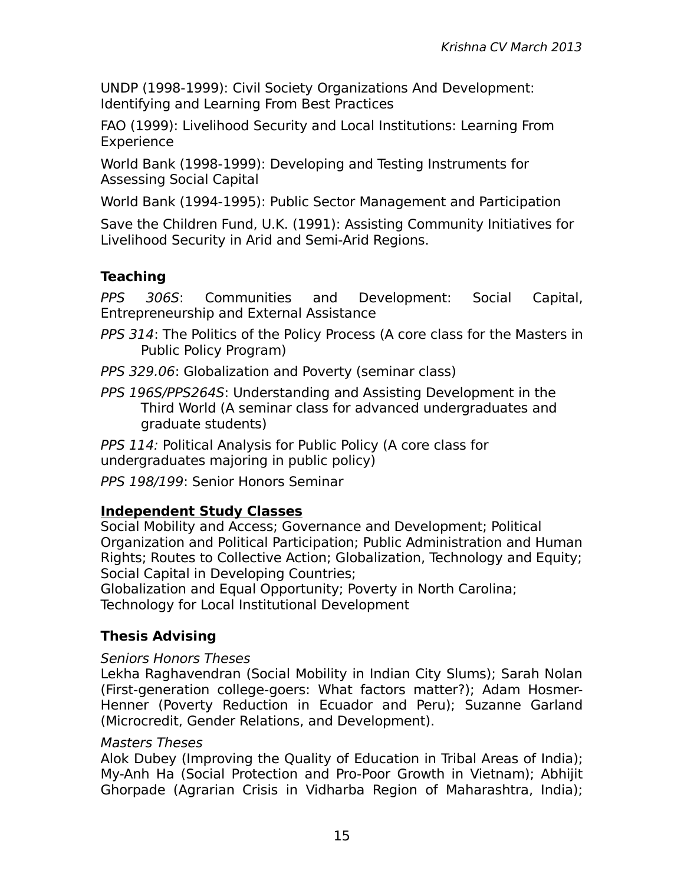UNDP (1998-1999): Civil Society Organizations And Development: Identifying and Learning From Best Practices

FAO (1999): Livelihood Security and Local Institutions: Learning From Experience

World Bank (1998-1999): Developing and Testing Instruments for Assessing Social Capital

World Bank (1994-1995): Public Sector Management and Participation

Save the Children Fund, U.K. (1991): Assisting Community Initiatives for Livelihood Security in Arid and Semi-Arid Regions.

### Teaching

*PPS 306S*: Communities and Development: Social Capital, Entrepreneurship and External Assistance

*PPS 314*: The Politics of the Policy Process (A core class for the Masters in Public Policy Program)

*PPS 329.06*: Globalization and Poverty (seminar class)

*PPS 196S/PPS264S*: Understanding and Assisting Development in the Third World (A seminar class for advanced undergraduates and graduate students)

*PPS 114:* Political Analysis for Public Policy (A core class for undergraduates majoring in public policy)

*PPS 198/199*: Senior Honors Seminar

### Independent Study Classes

Social Mobility and Access; Governance and Development; Political Organization and Political Participation; Public Administration and Human Rights; Routes to Collective Action; Globalization, Technology and Equity; Social Capital in Developing Countries;
Globalization and Equal Opportunity; Poverty in North Carolina;
Technology for Local Institutional Development

### Thesis Advising

*Seniors Honors Theses*
Lekha Raghavendran (Social Mobility in Indian City Slums); Sarah Nolan (First-generation college-goers: What factors matter?); Adam Hosmer-Henner (Poverty Reduction in Ecuador and Peru); Suzanne Garland (Microcredit, Gender Relations, and Development).

*Masters Theses*
Alok Dubey (Improving the Quality of Education in Tribal Areas of India); My-Anh Ha (Social Protection and Pro-Poor Growth in Vietnam); Abhijit Ghorpade (Agrarian Crisis in Vidharba Region of Maharashtra, India);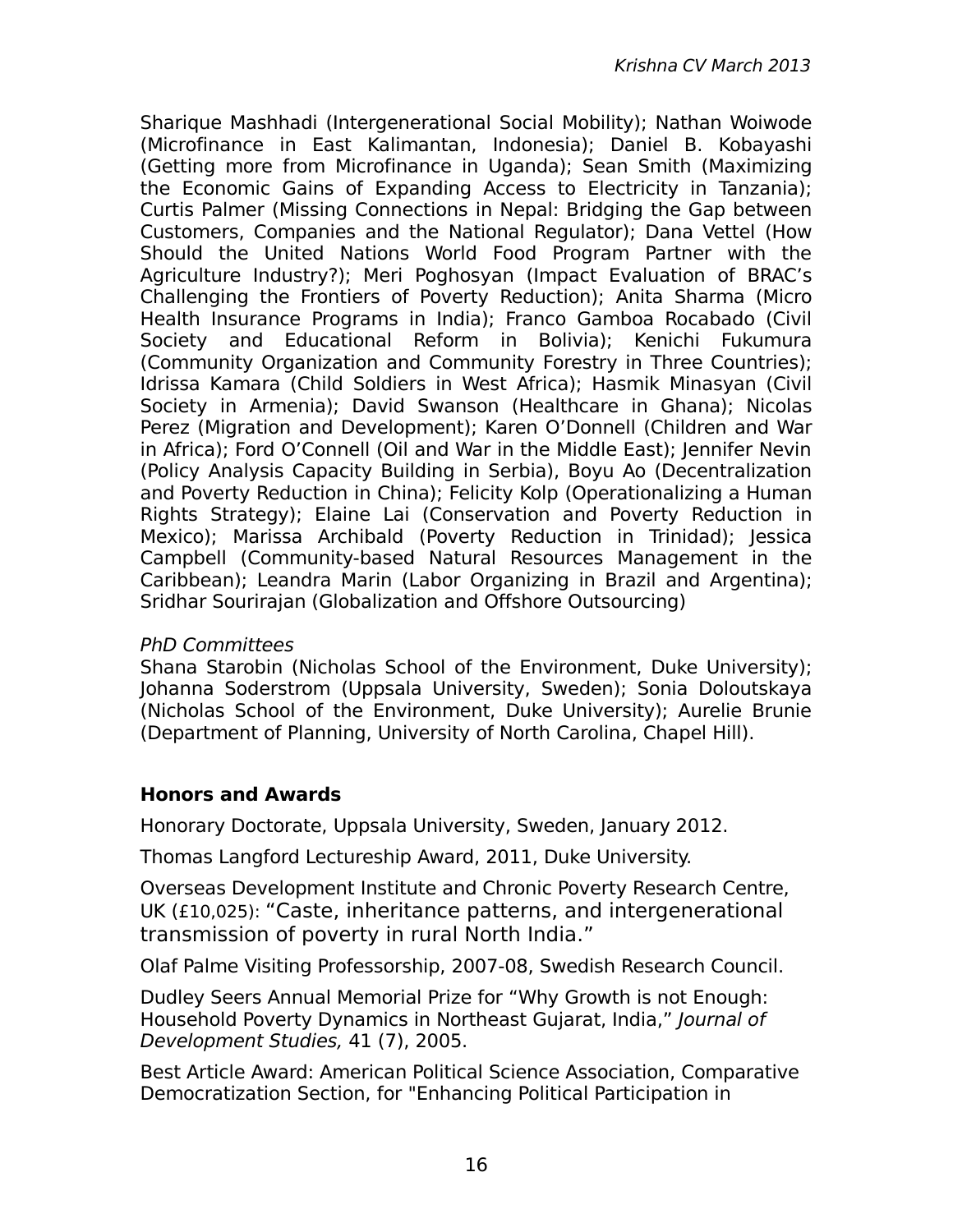Sharique Mashhadi (Intergenerational Social Mobility); Nathan Woiwode (Microfinance in East Kalimantan, Indonesia); Daniel B. Kobayashi (Getting more from Microfinance in Uganda); Sean Smith (Maximizing the Economic Gains of Expanding Access to Electricity in Tanzania); Curtis Palmer (Missing Connections in Nepal: Bridging the Gap between Customers, Companies and the National Regulator); Dana Vettel (How Should the United Nations World Food Program Partner with the Agriculture Industry?); Meri Poghosyan (Impact Evaluation of BRAC's Challenging the Frontiers of Poverty Reduction); Anita Sharma (Micro Health Insurance Programs in India); Franco Gamboa Rocabado (Civil Society and Educational Reform in Bolivia); Kenichi Fukumura (Community Organization and Community Forestry in Three Countries); Idrissa Kamara (Child Soldiers in West Africa); Hasmik Minasyan (Civil Society in Armenia); David Swanson (Healthcare in Ghana); Nicolas Perez (Migration and Development); Karen O'Donnell (Children and War in Africa); Ford O'Connell (Oil and War in the Middle East); Jennifer Nevin (Policy Analysis Capacity Building in Serbia), Boyu Ao (Decentralization and Poverty Reduction in China); Felicity Kolp (Operationalizing a Human Rights Strategy); Elaine Lai (Conservation and Poverty Reduction in Mexico); Marissa Archibald (Poverty Reduction in Trinidad); Jessica Campbell (Community-based Natural Resources Management in the Caribbean); Leandra Marin (Labor Organizing in Brazil and Argentina); Sridhar Sourirajan (Globalization and Offshore Outsourcing)

*PhD Committees*
Shana Starobin (Nicholas School of the Environment, Duke University); Johanna Soderstrom (Uppsala University, Sweden); Sonia Doloutskaya (Nicholas School of the Environment, Duke University); Aurelie Brunie (Department of Planning, University of North Carolina, Chapel Hill).

## Honors and Awards

Honorary Doctorate, Uppsala University, Sweden, January 2012.

Thomas Langford Lectureship Award, 2011, Duke University.

Overseas Development Institute and Chronic Poverty Research Centre, UK (£10,025): "Caste, inheritance patterns, and intergenerational transmission of poverty in rural North India."

Olaf Palme Visiting Professorship, 2007-08, Swedish Research Council.

Dudley Seers Annual Memorial Prize for "Why Growth is not Enough: Household Poverty Dynamics in Northeast Gujarat, India," *Journal of Development Studies,* 41 (7), 2005.

Best Article Award: American Political Science Association, Comparative Democratization Section, for "Enhancing Political Participation in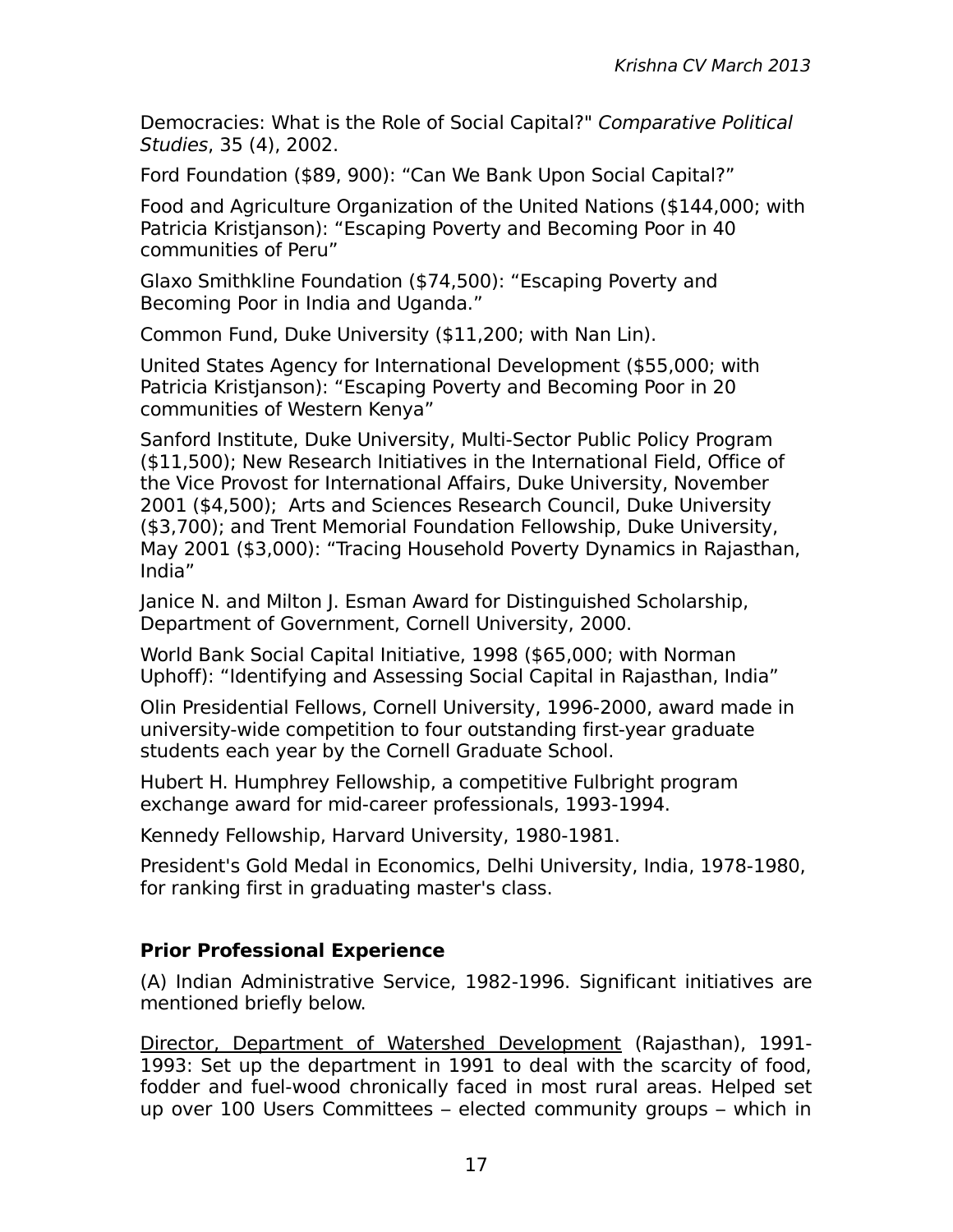Democracies: What is the Role of Social Capital?" *Comparative Political Studies*, 35 (4), 2002.

Ford Foundation ($89, 900): “Can We Bank Upon Social Capital?”

Food and Agriculture Organization of the United Nations ($144,000; with Patricia Kristjanson): “Escaping Poverty and Becoming Poor in 40 communities of Peru”

Glaxo Smithkline Foundation ($74,500): “Escaping Poverty and Becoming Poor in India and Uganda.”

Common Fund, Duke University ($11,200; with Nan Lin).

United States Agency for International Development ($55,000; with Patricia Kristjanson): “Escaping Poverty and Becoming Poor in 20 communities of Western Kenya”

Sanford Institute, Duke University, Multi-Sector Public Policy Program ($11,500); New Research Initiatives in the International Field, Office of the Vice Provost for International Affairs, Duke University, November 2001 ($4,500); Arts and Sciences Research Council, Duke University ($3,700); and Trent Memorial Foundation Fellowship, Duke University, May 2001 ($3,000): “Tracing Household Poverty Dynamics in Rajasthan, India”

Janice N. and Milton J. Esman Award for Distinguished Scholarship, Department of Government, Cornell University, 2000.

World Bank Social Capital Initiative, 1998 ($65,000; with Norman Uphoff): “Identifying and Assessing Social Capital in Rajasthan, India”

Olin Presidential Fellows, Cornell University, 1996-2000, award made in university-wide competition to four outstanding first-year graduate students each year by the Cornell Graduate School.

Hubert H. Humphrey Fellowship, a competitive Fulbright program exchange award for mid-career professionals, 1993-1994.

Kennedy Fellowship, Harvard University, 1980-1981.

President's Gold Medal in Economics, Delhi University, India, 1978-1980, for ranking first in graduating master's class.

## Prior Professional Experience

(A) Indian Administrative Service, 1982-1996. Significant initiatives are mentioned briefly below.

<u>Director, Department of Watershed Development</u> (Rajasthan), 1991-1993: Set up the department in 1991 to deal with the scarcity of food, fodder and fuel-wood chronically faced in most rural areas. Helped set up over 100 Users Committees – elected community groups – which in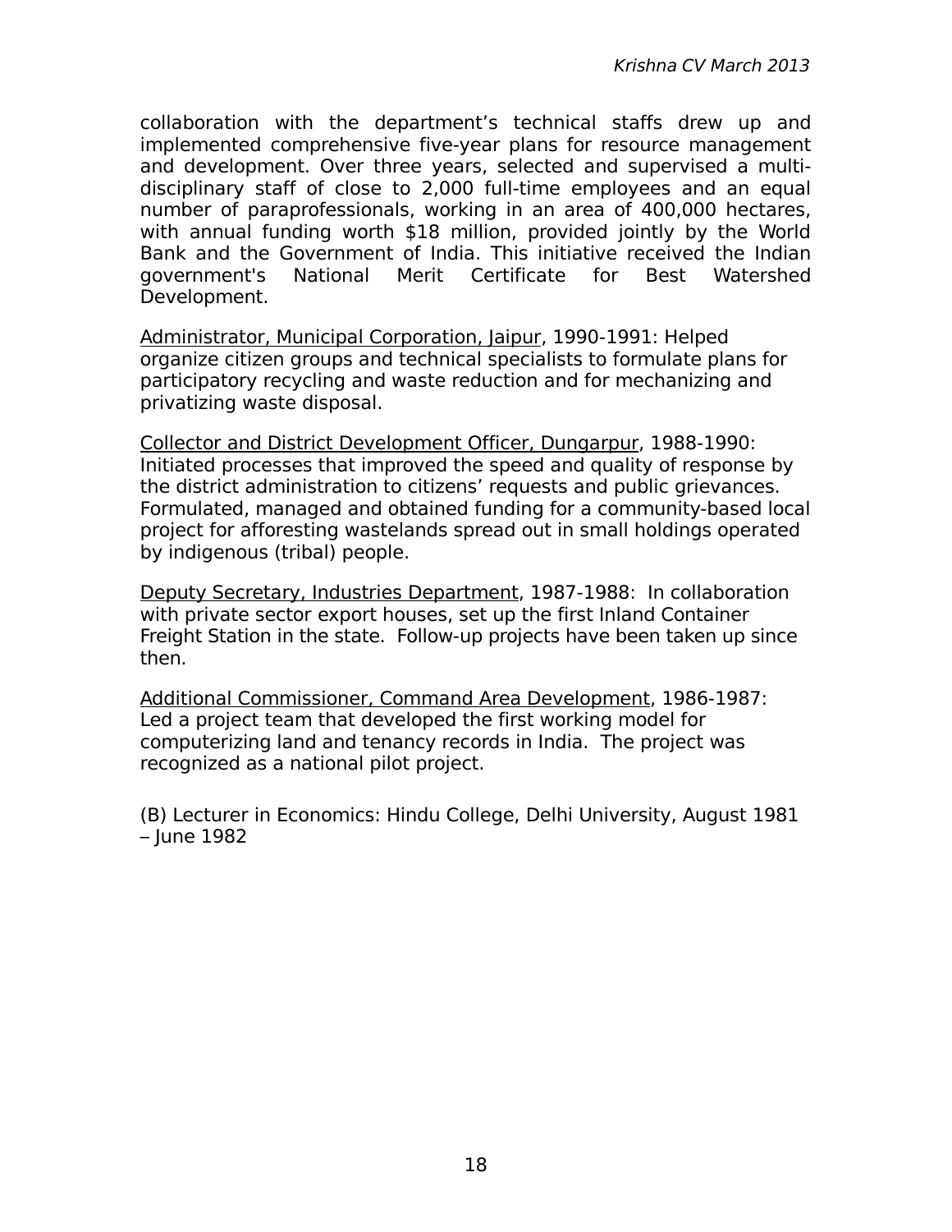collaboration with the department’s technical staffs drew up and implemented comprehensive five-year plans for resource management and development. Over three years, selected and supervised a multi-disciplinary staff of close to 2,000 full-time employees and an equal number of paraprofessionals, working in an area of 400,000 hectares, with annual funding worth $18 million, provided jointly by the World Bank and the Government of India. This initiative received the Indian government's National Merit Certificate for Best Watershed Development.

<u>Administrator, Municipal Corporation, Jaipur</u>, 1990-1991: Helped organize citizen groups and technical specialists to formulate plans for participatory recycling and waste reduction and for mechanizing and privatizing waste disposal.

<u>Collector and District Development Officer, Dungarpur</u>, 1988-1990: Initiated processes that improved the speed and quality of response by the district administration to citizens’ requests and public grievances. Formulated, managed and obtained funding for a community-based local project for afforesting wastelands spread out in small holdings operated by indigenous (tribal) people.

<u>Deputy Secretary, Industries Department</u>, 1987-1988: In collaboration with private sector export houses, set up the first Inland Container Freight Station in the state. Follow-up projects have been taken up since then.

<u>Additional Commissioner, Command Area Development</u>, 1986-1987: Led a project team that developed the first working model for computerizing land and tenancy records in India. The project was recognized as a national pilot project.

(B) Lecturer in Economics: Hindu College, Delhi University, August 1981 – June 1982